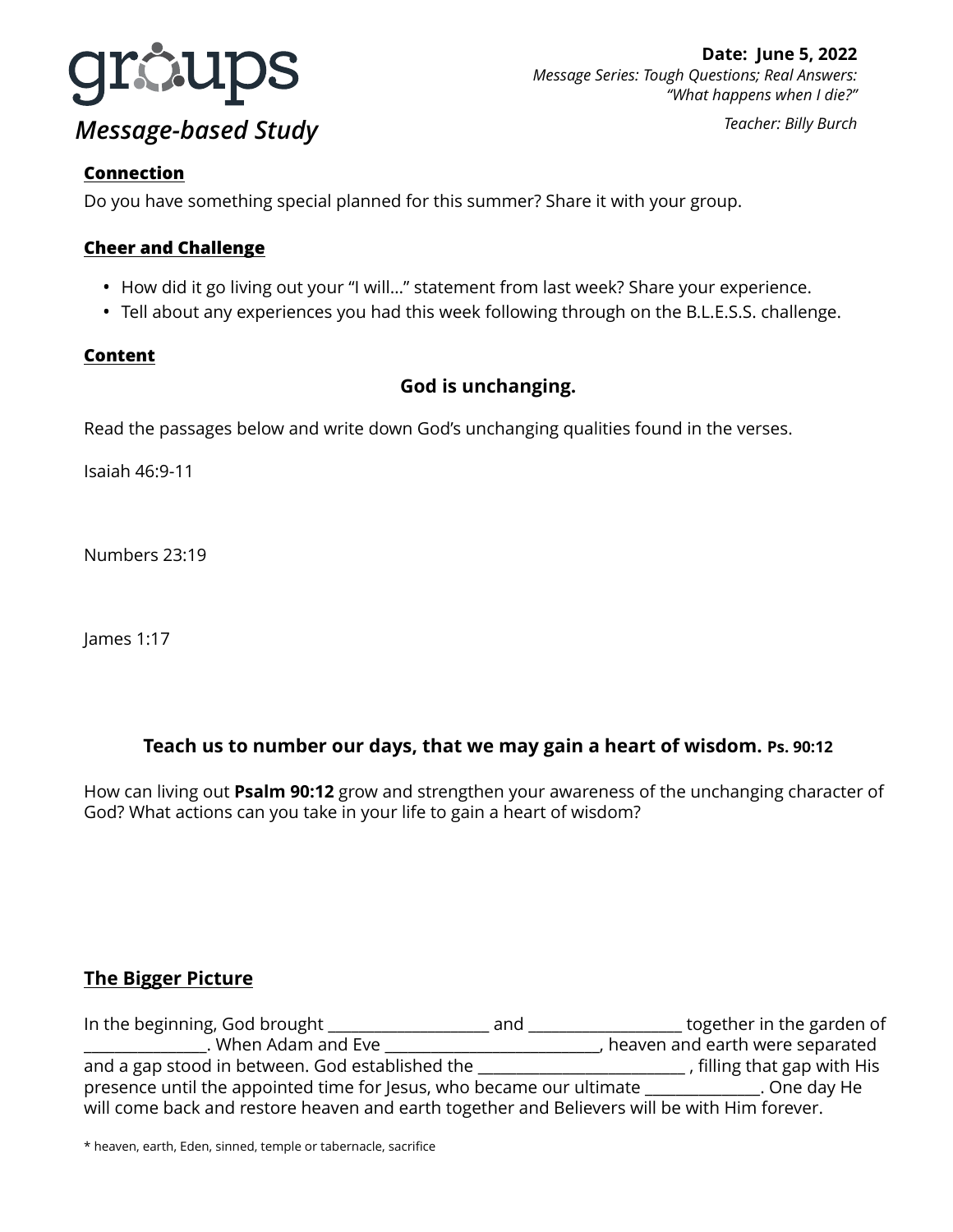# groups

***Message-based Study***

**Date: June 5, 2022**
*Message Series: Tough Questions; Real Answers: "What happens when I die?"*
*Teacher: Billy Burch*

**Connection**

Do you have something special planned for this summer? Share it with your group.

**Cheer and Challenge**

- How did it go living out your "I will…" statement from last week? Share your experience.
- Tell about any experiences you had this week following through on the B.L.E.S.S. challenge.

**Content**

**God is unchanging.**

Read the passages below and write down God's unchanging qualities found in the verses.

Isaiah 46:9-11

Numbers 23:19

James 1:17

**Teach us to number our days, that we may gain a heart of wisdom. Ps. 90:12**

How can living out **Psalm 90:12** grow and strengthen your awareness of the unchanging character of God? What actions can you take in your life to gain a heart of wisdom?

**The Bigger Picture**

In the beginning, God brought ____________________ and ___________________ together in the garden of ________________. When Adam and Eve ___________________________, heaven and earth were separated and a gap stood in between. God established the __________________________ , filling that gap with His presence until the appointed time for Jesus, who became our ultimate _______________. One day He will come back and restore heaven and earth together and Believers will be with Him forever.

* heaven, earth, Eden, sinned, temple or tabernacle, sacrifice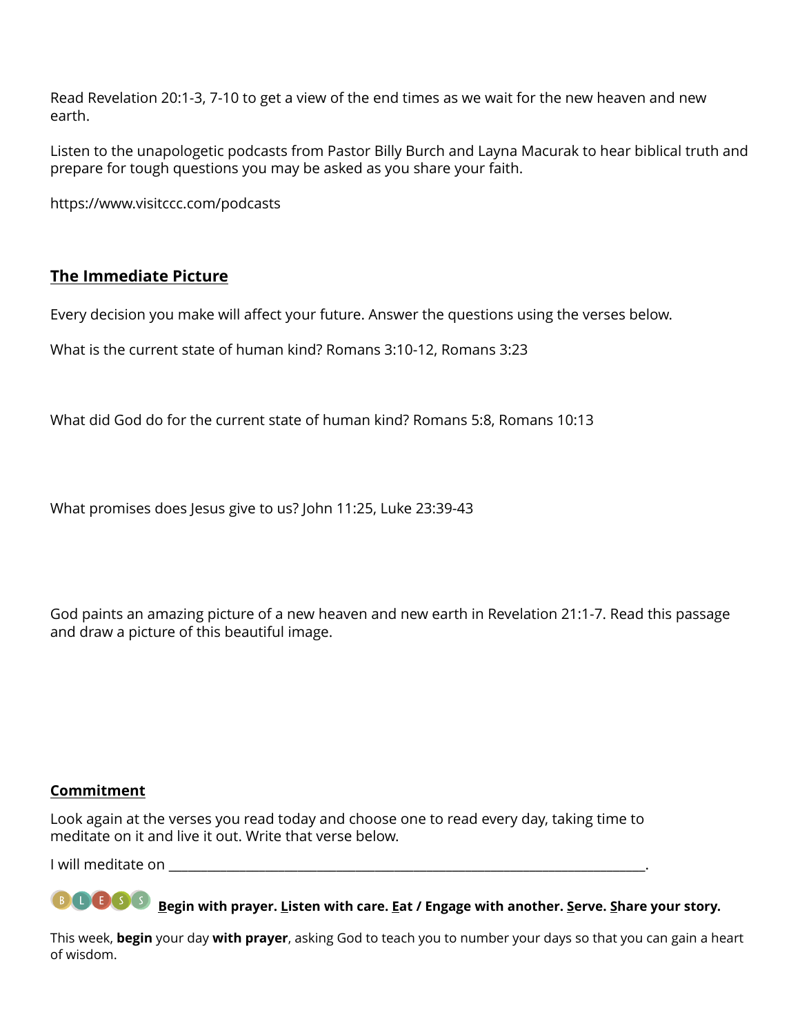Read Revelation 20:1-3, 7-10 to get a view of the end times as we wait for the new heaven and new earth.

Listen to the unapologetic podcasts from Pastor Billy Burch and Layna Macurak to hear biblical truth and prepare for tough questions you may be asked as you share your faith.

https://www.visitccc.com/podcasts

## The Immediate Picture

Every decision you make will affect your future. Answer the questions using the verses below.

What is the current state of human kind? Romans 3:10-12, Romans 3:23

What did God do for the current state of human kind? Romans 5:8, Romans 10:13

What promises does Jesus give to us? John 11:25, Luke 23:39-43

God paints an amazing picture of a new heaven and new earth in Revelation 21:1-7. Read this passage and draw a picture of this beautiful image.

## Commitment

Look again at the verses you read today and choose one to read every day, taking time to meditate on it and live it out. Write that verse below.

I will meditate on ______________________________________________________________________.

B L E S S **Begin with prayer. Listen with care. Eat / Engage with another. Serve. Share your story.**

This week, **begin** your day **with prayer**, asking God to teach you to number your days so that you can gain a heart of wisdom.